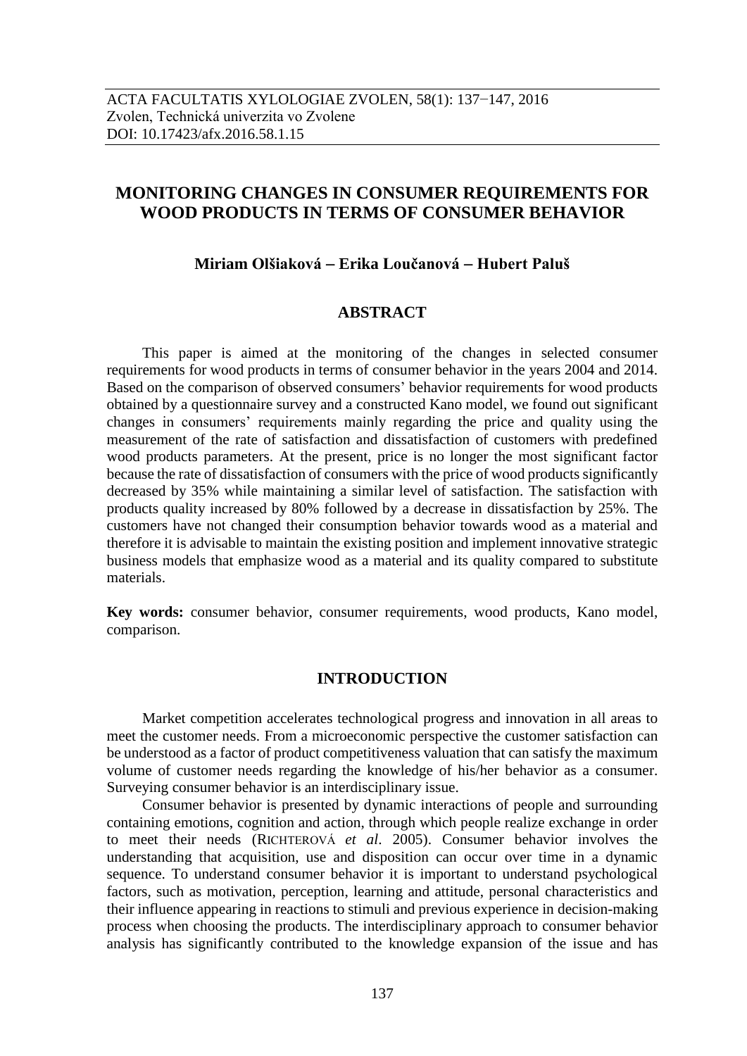# MONITORING CHANGES IN CONSUMER REQUIREMENTS FOR WOOD PRODUCTS IN TERMS OF CONSUMER BEHAVIOR

**Miriam Olšiaková – Erika Loučanová – Hubert Paluš**

## ABSTRACT

This paper is aimed at the monitoring of the changes in selected consumer requirements for wood products in terms of consumer behavior in the years 2004 and 2014. Based on the comparison of observed consumers' behavior requirements for wood products obtained by a questionnaire survey and a constructed Kano model, we found out significant changes in consumers' requirements mainly regarding the price and quality using the measurement of the rate of satisfaction and dissatisfaction of customers with predefined wood products parameters. At the present, price is no longer the most significant factor because the rate of dissatisfaction of consumers with the price of wood products significantly decreased by 35% while maintaining a similar level of satisfaction. The satisfaction with products quality increased by 80% followed by a decrease in dissatisfaction by 25%. The customers have not changed their consumption behavior towards wood as a material and therefore it is advisable to maintain the existing position and implement innovative strategic business models that emphasize wood as a material and its quality compared to substitute materials.

**Key words:** consumer behavior, consumer requirements, wood products, Kano model, comparison.

## INTRODUCTION

Market competition accelerates technological progress and innovation in all areas to meet the customer needs. From a microeconomic perspective the customer satisfaction can be understood as a factor of product competitiveness valuation that can satisfy the maximum volume of customer needs regarding the knowledge of his/her behavior as a consumer. Surveying consumer behavior is an interdisciplinary issue.

Consumer behavior is presented by dynamic interactions of people and surrounding containing emotions, cognition and action, through which people realize exchange in order to meet their needs (RICHTEROVÁ *et al*. 2005). Consumer behavior involves the understanding that acquisition, use and disposition can occur over time in a dynamic sequence. To understand consumer behavior it is important to understand psychological factors, such as motivation, perception, learning and attitude, personal characteristics and their influence appearing in reactions to stimuli and previous experience in decision-making process when choosing the products. The interdisciplinary approach to consumer behavior analysis has significantly contributed to the knowledge expansion of the issue and has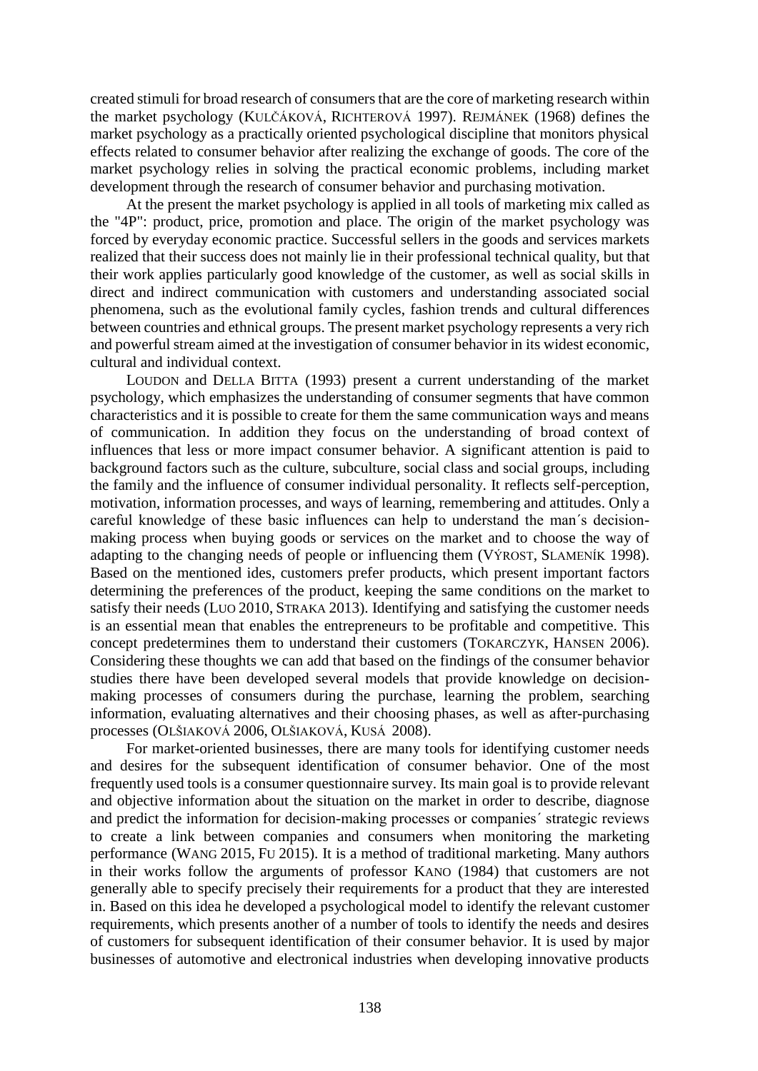created stimuli for broad research of consumers that are the core of marketing research within the market psychology (KULČÁKOVÁ, RICHTEROVÁ 1997). REJMÁNEK (1968) defines the market psychology as a practically oriented psychological discipline that monitors physical effects related to consumer behavior after realizing the exchange of goods. The core of the market psychology relies in solving the practical economic problems, including market development through the research of consumer behavior and purchasing motivation.

At the present the market psychology is applied in all tools of marketing mix called as the "4P": product, price, promotion and place. The origin of the market psychology was forced by everyday economic practice. Successful sellers in the goods and services markets realized that their success does not mainly lie in their professional technical quality, but that their work applies particularly good knowledge of the customer, as well as social skills in direct and indirect communication with customers and understanding associated social phenomena, such as the evolutional family cycles, fashion trends and cultural differences between countries and ethnical groups. The present market psychology represents a very rich and powerful stream aimed at the investigation of consumer behavior in its widest economic, cultural and individual context.

LOUDON and DELLA BITTA (1993) present a current understanding of the market psychology, which emphasizes the understanding of consumer segments that have common characteristics and it is possible to create for them the same communication ways and means of communication. In addition they focus on the understanding of broad context of influences that less or more impact consumer behavior. A significant attention is paid to background factors such as the culture, subculture, social class and social groups, including the family and the influence of consumer individual personality. It reflects self-perception, motivation, information processes, and ways of learning, remembering and attitudes. Only a careful knowledge of these basic influences can help to understand the man´s decision-making process when buying goods or services on the market and to choose the way of adapting to the changing needs of people or influencing them (VÝROST, SLAMENÍK 1998). Based on the mentioned ides, customers prefer products, which present important factors determining the preferences of the product, keeping the same conditions on the market to satisfy their needs (LUO 2010, STRAKA 2013). Identifying and satisfying the customer needs is an essential mean that enables the entrepreneurs to be profitable and competitive. This concept predetermines them to understand their customers (TOKARCZYK, HANSEN 2006). Considering these thoughts we can add that based on the findings of the consumer behavior studies there have been developed several models that provide knowledge on decision-making processes of consumers during the purchase, learning the problem, searching information, evaluating alternatives and their choosing phases, as well as after-purchasing processes (OLŠIAKOVÁ 2006, OLŠIAKOVÁ, KUSÁ 2008).

For market-oriented businesses, there are many tools for identifying customer needs and desires for the subsequent identification of consumer behavior. One of the most frequently used tools is a consumer questionnaire survey. Its main goal is to provide relevant and objective information about the situation on the market in order to describe, diagnose and predict the information for decision-making processes or companies´ strategic reviews to create a link between companies and consumers when monitoring the marketing performance (WANG 2015, FU 2015). It is a method of traditional marketing. Many authors in their works follow the arguments of professor KANO (1984) that customers are not generally able to specify precisely their requirements for a product that they are interested in. Based on this idea he developed a psychological model to identify the relevant customer requirements, which presents another of a number of tools to identify the needs and desires of customers for subsequent identification of their consumer behavior. It is used by major businesses of automotive and electronical industries when developing innovative products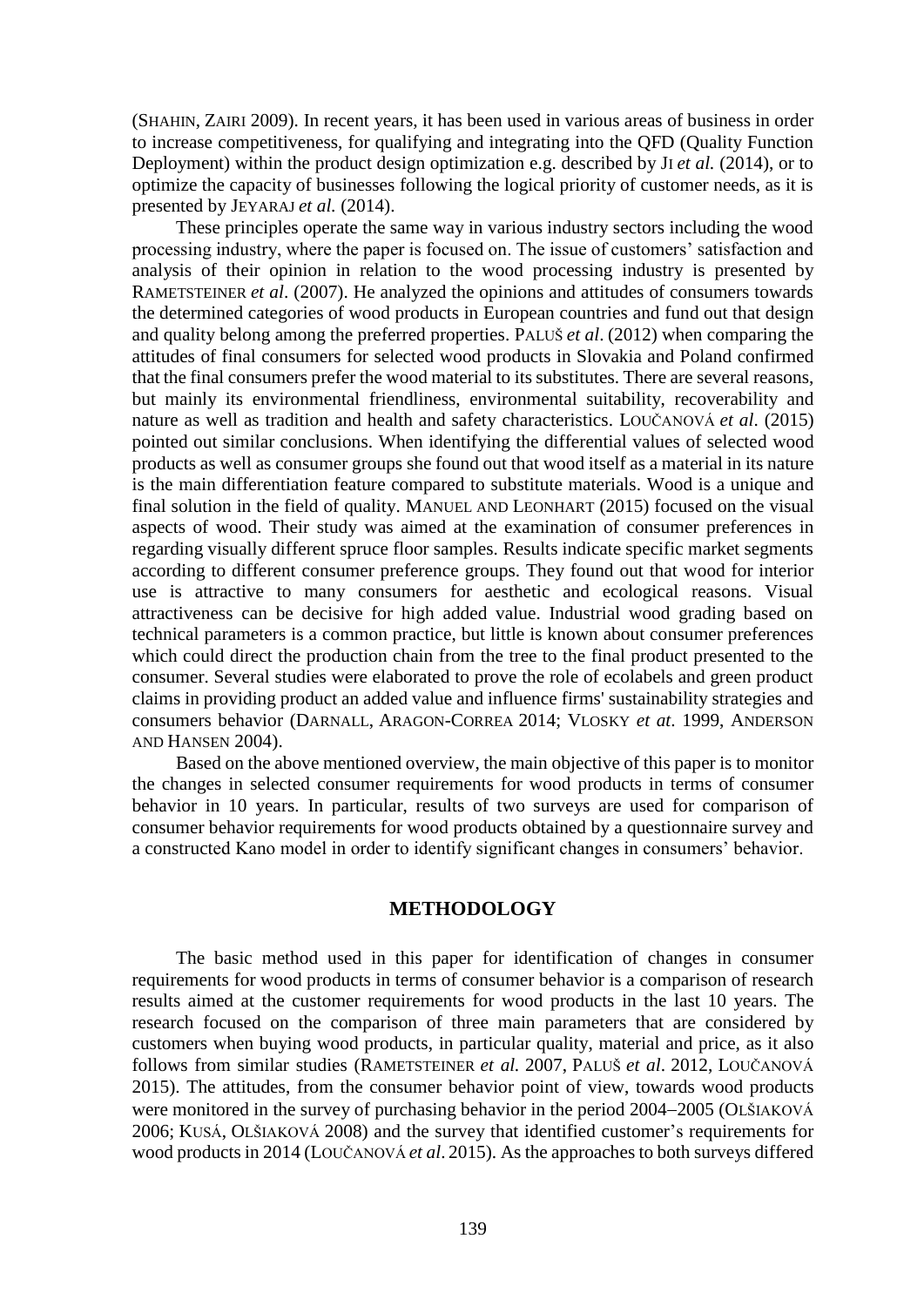(SHAHIN, ZAIRI 2009). In recent years, it has been used in various areas of business in order to increase competitiveness, for qualifying and integrating into the QFD (Quality Function Deployment) within the product design optimization e.g. described by JI *et al.* (2014), or to optimize the capacity of businesses following the logical priority of customer needs, as it is presented by JEYARAJ *et al.* (2014).

These principles operate the same way in various industry sectors including the wood processing industry, where the paper is focused on. The issue of customers' satisfaction and analysis of their opinion in relation to the wood processing industry is presented by RAMETSTEINER *et al*. (2007). He analyzed the opinions and attitudes of consumers towards the determined categories of wood products in European countries and fund out that design and quality belong among the preferred properties. PALUŠ *et al*. (2012) when comparing the attitudes of final consumers for selected wood products in Slovakia and Poland confirmed that the final consumers prefer the wood material to its substitutes. There are several reasons, but mainly its environmental friendliness, environmental suitability, recoverability and nature as well as tradition and health and safety characteristics. LOUČANOVÁ *et al*. (2015) pointed out similar conclusions. When identifying the differential values of selected wood products as well as consumer groups she found out that wood itself as a material in its nature is the main differentiation feature compared to substitute materials. Wood is a unique and final solution in the field of quality. MANUEL AND LEONHART (2015) focused on the visual aspects of wood. Their study was aimed at the examination of consumer preferences in regarding visually different spruce floor samples. Results indicate specific market segments according to different consumer preference groups. They found out that wood for interior use is attractive to many consumers for aesthetic and ecological reasons. Visual attractiveness can be decisive for high added value. Industrial wood grading based on technical parameters is a common practice, but little is known about consumer preferences which could direct the production chain from the tree to the final product presented to the consumer. Several studies were elaborated to prove the role of ecolabels and green product claims in providing product an added value and influence firms' sustainability strategies and consumers behavior (DARNALL, ARAGON-CORREA 2014; VLOSKY *et at*. 1999, ANDERSON AND HANSEN 2004).

Based on the above mentioned overview, the main objective of this paper is to monitor the changes in selected consumer requirements for wood products in terms of consumer behavior in 10 years. In particular, results of two surveys are used for comparison of consumer behavior requirements for wood products obtained by a questionnaire survey and a constructed Kano model in order to identify significant changes in consumers' behavior.

## METHODOLOGY

The basic method used in this paper for identification of changes in consumer requirements for wood products in terms of consumer behavior is a comparison of research results aimed at the customer requirements for wood products in the last 10 years. The research focused on the comparison of three main parameters that are considered by customers when buying wood products, in particular quality, material and price, as it also follows from similar studies (RAMETSTEINER *et al.* 2007, PALUŠ *et al*. 2012, LOUČANOVÁ 2015). The attitudes, from the consumer behavior point of view, towards wood products were monitored in the survey of purchasing behavior in the period 2004–2005 (OLŠIAKOVÁ 2006; KUSÁ, OLŠIAKOVÁ 2008) and the survey that identified customer's requirements for wood products in 2014 (LOUČANOVÁ *et al*. 2015). As the approaches to both surveys differed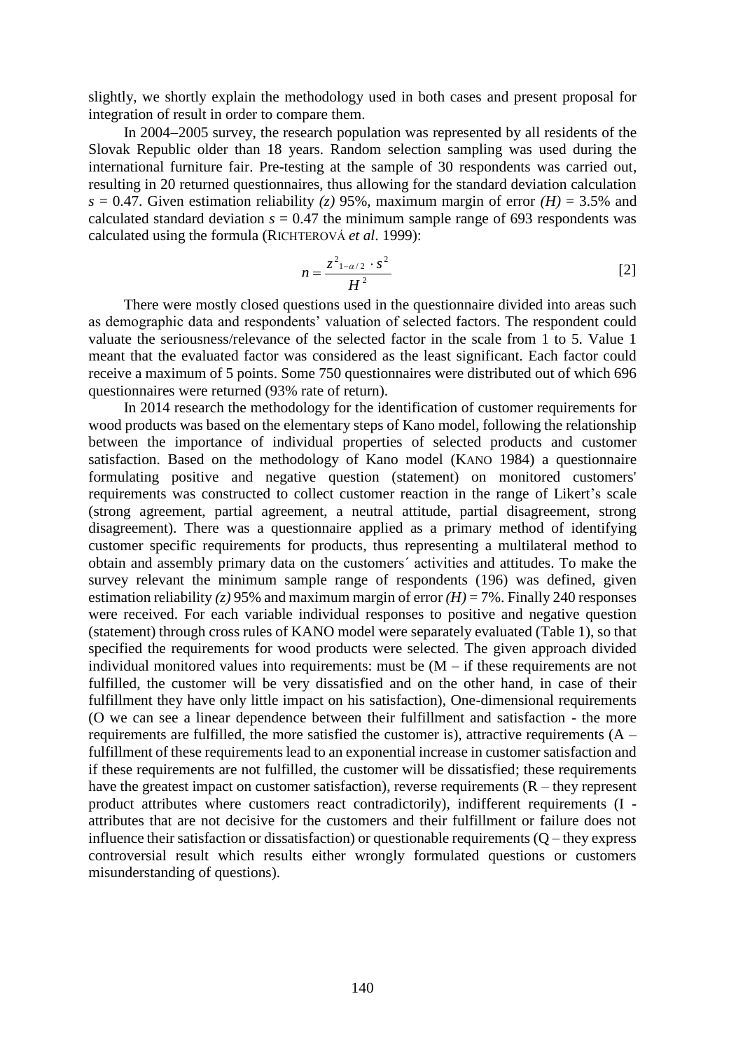slightly, we shortly explain the methodology used in both cases and present proposal for integration of result in order to compare them.

In 2004−2005 survey, the research population was represented by all residents of the Slovak Republic older than 18 years. Random selection sampling was used during the international furniture fair. Pre-testing at the sample of 30 respondents was carried out, resulting in 20 returned questionnaires, thus allowing for the standard deviation calculation $s = 0.47$. Given estimation reliability *(z)* 95%, maximum margin of error *(H)* = 3.5% and calculated standard deviation $s = 0.47$ the minimum sample range of 693 respondents was calculated using the formula (RICHTEROVÁ *et al*. 1999):

$$n = \frac{z^2_{1-\alpha/2} \cdot s^2}{H^2} \qquad [2]$$

There were mostly closed questions used in the questionnaire divided into areas such as demographic data and respondents' valuation of selected factors. The respondent could valuate the seriousness/relevance of the selected factor in the scale from 1 to 5. Value 1 meant that the evaluated factor was considered as the least significant. Each factor could receive a maximum of 5 points. Some 750 questionnaires were distributed out of which 696 questionnaires were returned (93% rate of return).

In 2014 research the methodology for the identification of customer requirements for wood products was based on the elementary steps of Kano model, following the relationship between the importance of individual properties of selected products and customer satisfaction. Based on the methodology of Kano model (KANO 1984) a questionnaire formulating positive and negative question (statement) on monitored customers' requirements was constructed to collect customer reaction in the range of Likert's scale (strong agreement, partial agreement, a neutral attitude, partial disagreement, strong disagreement). There was a questionnaire applied as a primary method of identifying customer specific requirements for products, thus representing a multilateral method to obtain and assembly primary data on the customers´ activities and attitudes. To make the survey relevant the minimum sample range of respondents (196) was defined, given estimation reliability *(z)* 95% and maximum margin of error *(H)* = 7%. Finally 240 responses were received. For each variable individual responses to positive and negative question (statement) through cross rules of KANO model were separately evaluated (Table 1), so that specified the requirements for wood products were selected. The given approach divided individual monitored values into requirements: must be (M – if these requirements are not fulfilled, the customer will be very dissatisfied and on the other hand, in case of their fulfillment they have only little impact on his satisfaction), One-dimensional requirements (O we can see a linear dependence between their fulfillment and satisfaction - the more requirements are fulfilled, the more satisfied the customer is), attractive requirements (A – fulfillment of these requirements lead to an exponential increase in customer satisfaction and if these requirements are not fulfilled, the customer will be dissatisfied; these requirements have the greatest impact on customer satisfaction), reverse requirements (R – they represent product attributes where customers react contradictorily), indifferent requirements (I - attributes that are not decisive for the customers and their fulfillment or failure does not influence their satisfaction or dissatisfaction) or questionable requirements (Q – they express controversial result which results either wrongly formulated questions or customers misunderstanding of questions).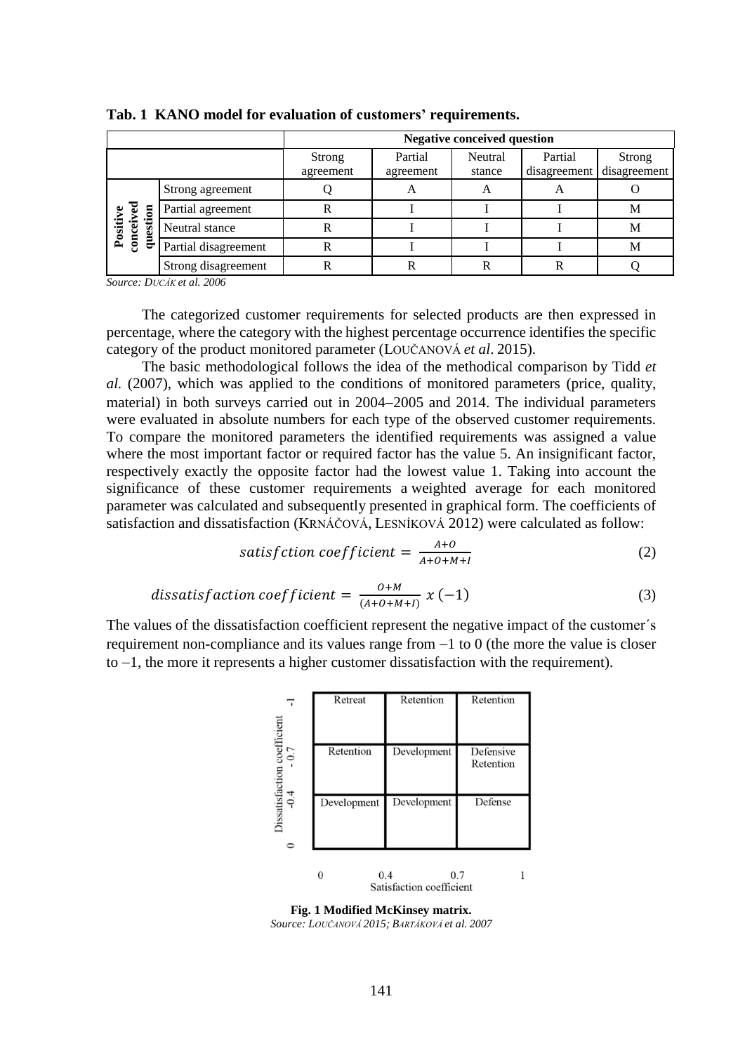**Tab. 1 KANO model for evaluation of customers' requirements.**

| | | Negative conceived question | | | | |
|---|---|---|---|---|---|---|
| | | Strong agreement | Partial agreement | Neutral stance | Partial disagreement | Strong disagreement |
| **Positive conceived question** | Strong agreement | Q | A | A | A | O |
| | Partial agreement | R | I | I | I | M |
| | Neutral stance | R | I | I | I | M |
| | Partial disagreement | R | I | I | I | M |
| | Strong disagreement | R | R | R | R | Q |

*Source: DUCÁK et al. 2006*

The categorized customer requirements for selected products are then expressed in percentage, where the category with the highest percentage occurrence identifies the specific category of the product monitored parameter (LOUČANOVÁ *et al*. 2015).

The basic methodological follows the idea of the methodical comparison by Tidd *et al.* (2007), which was applied to the conditions of monitored parameters (price, quality, material) in both surveys carried out in 2004–2005 and 2014. The individual parameters were evaluated in absolute numbers for each type of the observed customer requirements. To compare the monitored parameters the identified requirements was assigned a value where the most important factor or required factor has the value 5. An insignificant factor, respectively exactly the opposite factor had the lowest value 1. Taking into account the significance of these customer requirements a weighted average for each monitored parameter was calculated and subsequently presented in graphical form. The coefficients of satisfaction and dissatisfaction (KRNÁČOVÁ, LESNÍKOVÁ 2012) were calculated as follow:

$$satisfction\ coefficient = \frac{A+O}{A+O+M+I} \tag{2}$$

$$dissatisfaction\ coefficient = \frac{O+M}{(A+O+M+I)}\ x\ (-1) \tag{3}$$

The values of the dissatisfaction coefficient represent the negative impact of the customer´s requirement non-compliance and its values range from −1 to 0 (the more the value is closer to −1, the more it represents a higher customer dissatisfaction with the requirement).

| Dissatisfaction coefficient \ Satisfaction coefficient | 0 – 0.4 | 0.4 – 0.7 | 0.7 – 1 |
|---|---|---|---|
| -1 – -0.7 | Retreat | Retention | Retention |
| -0.7 – -0.4 | Retention | Development | Defensive Retention |
| -0.4 – 0 | Development | Development | Defense |

**Fig. 1 Modified McKinsey matrix.**
*Source: LOUČANOVÁ 2015; BARTÁKOVÁ et al. 2007*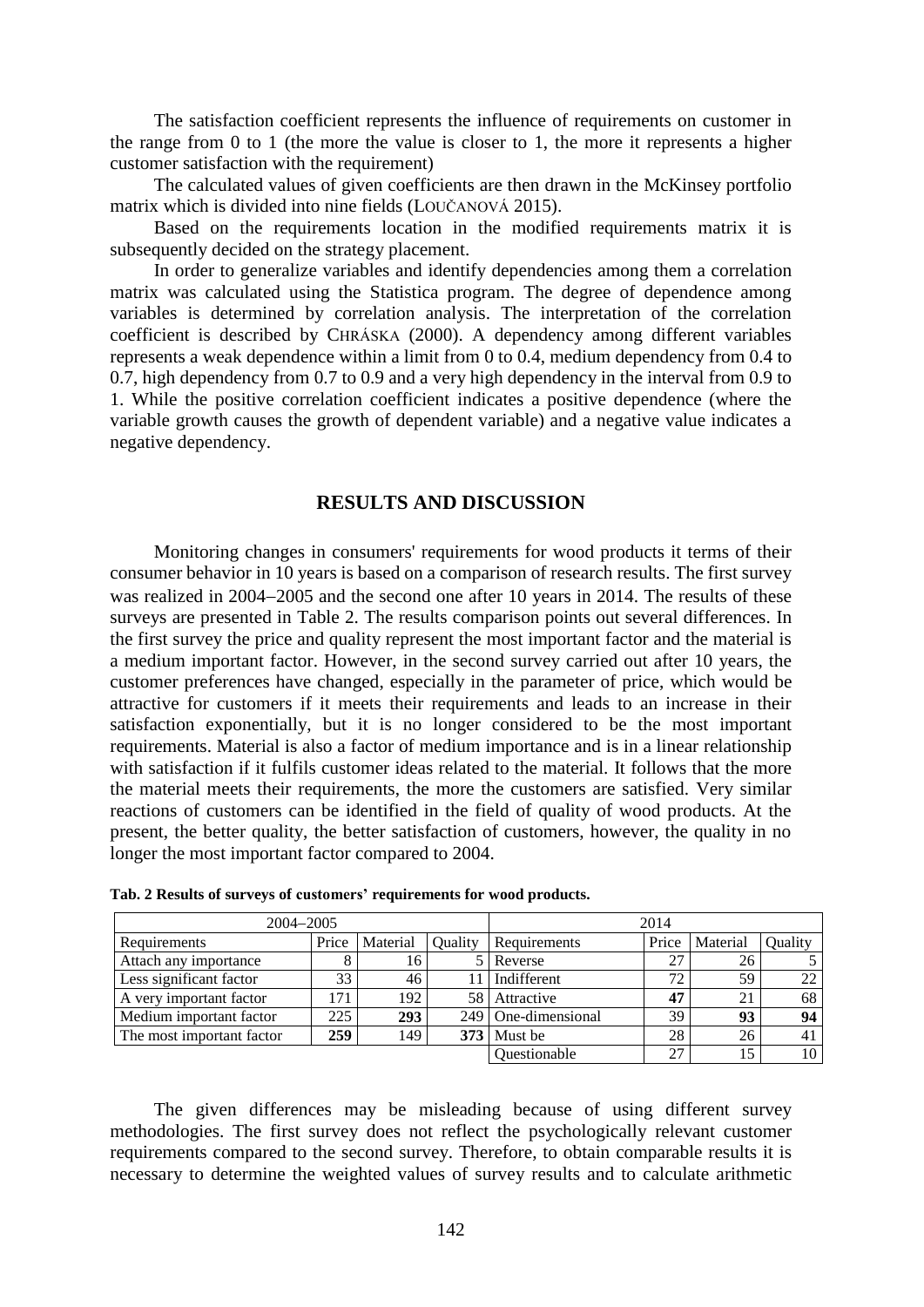The satisfaction coefficient represents the influence of requirements on customer in the range from 0 to 1 (the more the value is closer to 1, the more it represents a higher customer satisfaction with the requirement)

The calculated values of given coefficients are then drawn in the McKinsey portfolio matrix which is divided into nine fields (LOUČANOVÁ 2015).

Based on the requirements location in the modified requirements matrix it is subsequently decided on the strategy placement.

In order to generalize variables and identify dependencies among them a correlation matrix was calculated using the Statistica program. The degree of dependence among variables is determined by correlation analysis. The interpretation of the correlation coefficient is described by CHRÁSKA (2000). A dependency among different variables represents a weak dependence within a limit from 0 to 0.4, medium dependency from 0.4 to 0.7, high dependency from 0.7 to 0.9 and a very high dependency in the interval from 0.9 to 1. While the positive correlation coefficient indicates a positive dependence (where the variable growth causes the growth of dependent variable) and a negative value indicates a negative dependency.

## RESULTS AND DISCUSSION

Monitoring changes in consumers' requirements for wood products it terms of their consumer behavior in 10 years is based on a comparison of research results. The first survey was realized in 2004–2005 and the second one after 10 years in 2014. The results of these surveys are presented in Table 2. The results comparison points out several differences. In the first survey the price and quality represent the most important factor and the material is a medium important factor. However, in the second survey carried out after 10 years, the customer preferences have changed, especially in the parameter of price, which would be attractive for customers if it meets their requirements and leads to an increase in their satisfaction exponentially, but it is no longer considered to be the most important requirements. Material is also a factor of medium importance and is in a linear relationship with satisfaction if it fulfils customer ideas related to the material. It follows that the more the material meets their requirements, the more the customers are satisfied. Very similar reactions of customers can be identified in the field of quality of wood products. At the present, the better quality, the better satisfaction of customers, however, the quality in no longer the most important factor compared to 2004.

**Tab. 2 Results of surveys of customers' requirements for wood products.**

| 2004–2005 | | | | 2014 | | | |
|---|---|---|---|---|---|---|---|
| Requirements | Price | Material | Quality | Requirements | Price | Material | Quality |
| Attach any importance | 8 | 16 | 5 | Reverse | 27 | 26 | 5 |
| Less significant factor | 33 | 46 | 11 | Indifferent | 72 | 59 | 22 |
| A very important factor | 171 | 192 | 58 | Attractive | **47** | 21 | 68 |
| Medium important factor | 225 | **293** | 249 | One-dimensional | 39 | **93** | **94** |
| The most important factor | **259** | 149 | **373** | Must be | 28 | 26 | 41 |
| | | | | Questionable | 27 | 15 | 10 |

The given differences may be misleading because of using different survey methodologies. The first survey does not reflect the psychologically relevant customer requirements compared to the second survey. Therefore, to obtain comparable results it is necessary to determine the weighted values of survey results and to calculate arithmetic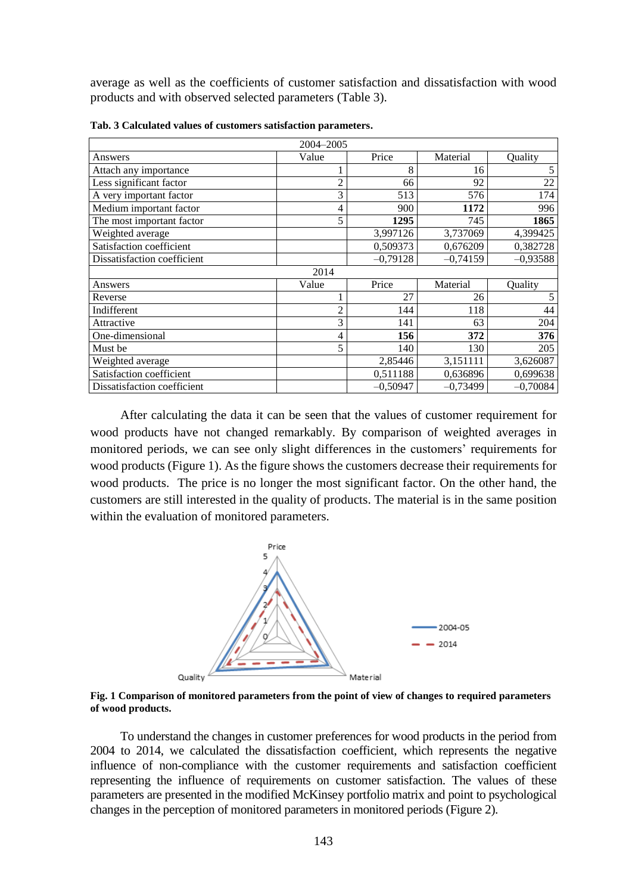average as well as the coefficients of customer satisfaction and dissatisfaction with wood products and with observed selected parameters (Table 3).

**Tab. 3 Calculated values of customers satisfaction parameters.**

| 2004–2005 | | | | |
|---|---|---|---|---|
| Answers | Value | Price | Material | Quality |
| Attach any importance | 1 | 8 | 16 | 5 |
| Less significant factor | 2 | 66 | 92 | 22 |
| A very important factor | 3 | 513 | 576 | 174 |
| Medium important factor | 4 | 900 | **1172** | 996 |
| The most important factor | 5 | **1295** | 745 | **1865** |
| Weighted average | | 3,997126 | 3,737069 | 4,399425 |
| Satisfaction coefficient | | 0,509373 | 0,676209 | 0,382728 |
| Dissatisfaction coefficient | | –0,79128 | –0,74159 | –0,93588 |
| **2014** | | | | |
| Answers | Value | Price | Material | Quality |
| Reverse | 1 | 27 | 26 | 5 |
| Indifferent | 2 | 144 | 118 | 44 |
| Attractive | 3 | 141 | 63 | 204 |
| One-dimensional | 4 | **156** | **372** | **376** |
| Must be | 5 | 140 | 130 | 205 |
| Weighted average | | 2,85446 | 3,151111 | 3,626087 |
| Satisfaction coefficient | | 0,511188 | 0,636896 | 0,699638 |
| Dissatisfaction coefficient | | –0,50947 | –0,73499 | –0,70084 |

After calculating the data it can be seen that the values of customer requirement for wood products have not changed remarkably. By comparison of weighted averages in monitored periods, we can see only slight differences in the customers' requirements for wood products (Figure 1). As the figure shows the customers decrease their requirements for wood products. The price is no longer the most significant factor. On the other hand, the customers are still interested in the quality of products. The material is in the same position within the evaluation of monitored parameters.

**Fig. 1 Comparison of monitored parameters from the point of view of changes to required parameters of wood products.**

To understand the changes in customer preferences for wood products in the period from 2004 to 2014, we calculated the dissatisfaction coefficient, which represents the negative influence of non-compliance with the customer requirements and satisfaction coefficient representing the influence of requirements on customer satisfaction. The values of these parameters are presented in the modified McKinsey portfolio matrix and point to psychological changes in the perception of monitored parameters in monitored periods (Figure 2).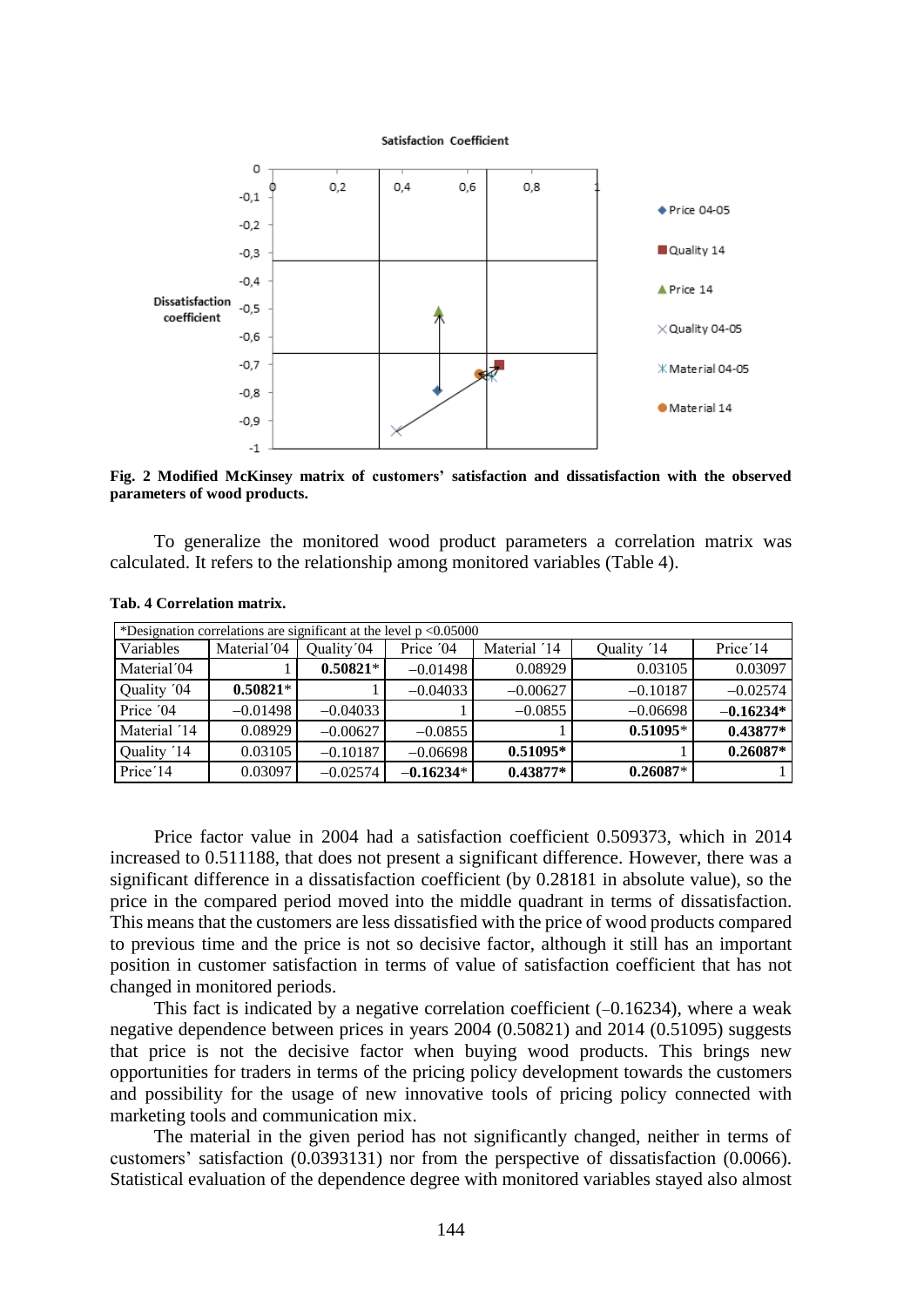**Fig. 2 Modified McKinsey matrix of customers' satisfaction and dissatisfaction with the observed parameters of wood products.**

To generalize the monitored wood product parameters a correlation matrix was calculated. It refers to the relationship among monitored variables (Table 4).

**Tab. 4 Correlation matrix.**

| *Designation correlations are significant at the level p <0.05000 | | | | | | |
|---|---|---|---|---|---|---|
| Variables | Material´04 | Quality´04 | Price ´04 | Material ´14 | Quality ´14 | Price´14 |
| Material´04 | 1 | **0.50821*** | –0.01498 | 0.08929 | 0.03105 | 0.03097 |
| Quality ´04 | **0.50821*** | 1 | –0.04033 | –0.00627 | –0.10187 | –0.02574 |
| Price ´04 | –0.01498 | –0.04033 | 1 | –0.0855 | –0.06698 | **–0.16234*** |
| Material ´14 | 0.08929 | –0.00627 | –0.0855 | 1 | **0.51095*** | **0.43877*** |
| Quality ´14 | 0.03105 | –0.10187 | –0.06698 | **0.51095*** | 1 | **0.26087*** |
| Price´14 | 0.03097 | –0.02574 | **–0.16234*** | **0.43877*** | **0.26087*** | 1 |

Price factor value in 2004 had a satisfaction coefficient 0.509373, which in 2014 increased to 0.511188, that does not present a significant difference. However, there was a significant difference in a dissatisfaction coefficient (by 0.28181 in absolute value), so the price in the compared period moved into the middle quadrant in terms of dissatisfaction. This means that the customers are less dissatisfied with the price of wood products compared to previous time and the price is not so decisive factor, although it still has an important position in customer satisfaction in terms of value of satisfaction coefficient that has not changed in monitored periods.

This fact is indicated by a negative correlation coefficient (–0.16234), where a weak negative dependence between prices in years 2004 (0.50821) and 2014 (0.51095) suggests that price is not the decisive factor when buying wood products. This brings new opportunities for traders in terms of the pricing policy development towards the customers and possibility for the usage of new innovative tools of pricing policy connected with marketing tools and communication mix.

The material in the given period has not significantly changed, neither in terms of customers' satisfaction (0.0393131) nor from the perspective of dissatisfaction (0.0066). Statistical evaluation of the dependence degree with monitored variables stayed also almost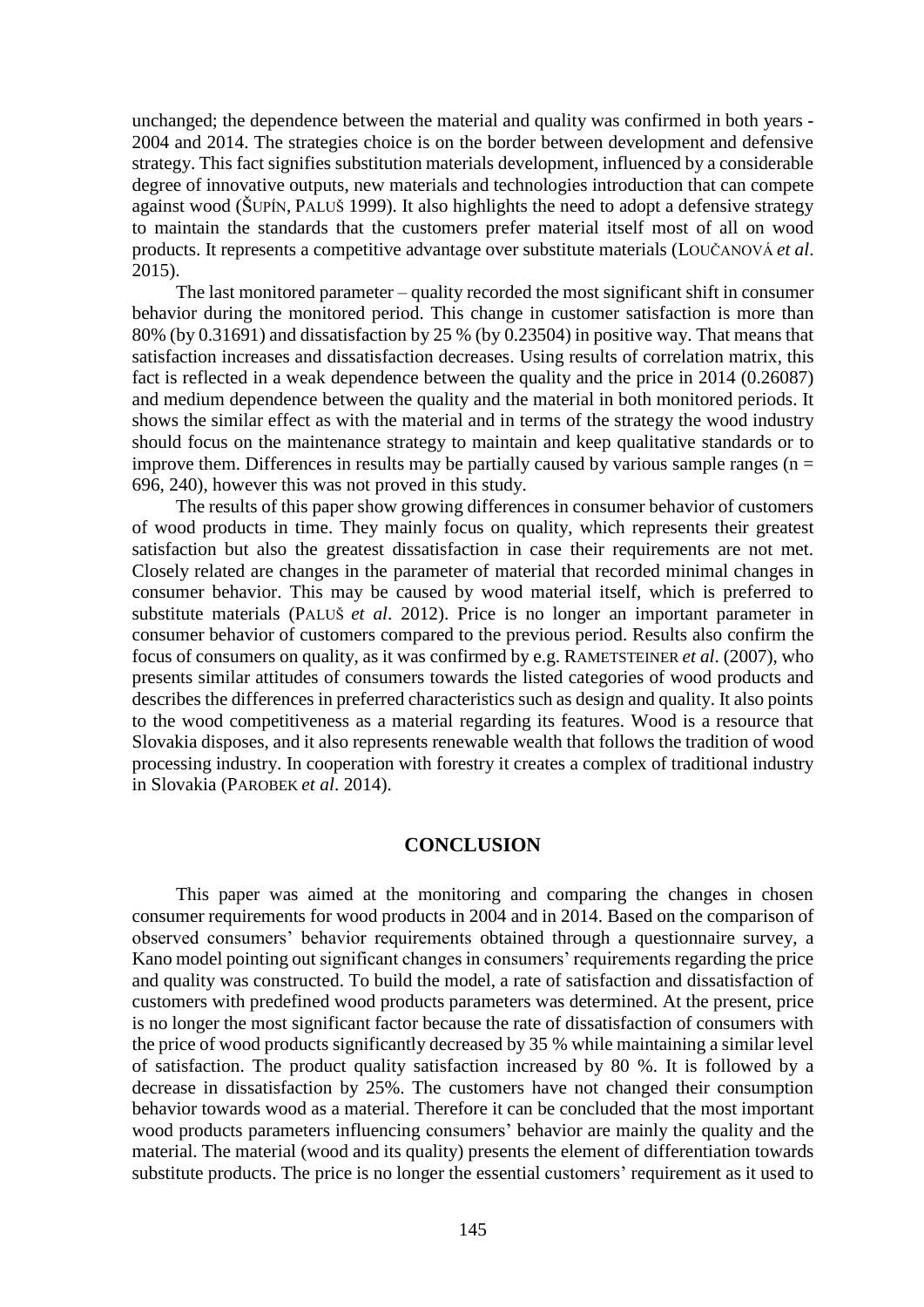unchanged; the dependence between the material and quality was confirmed in both years - 2004 and 2014. The strategies choice is on the border between development and defensive strategy. This fact signifies substitution materials development, influenced by a considerable degree of innovative outputs, new materials and technologies introduction that can compete against wood (ŠUPÍN, PALUŠ 1999). It also highlights the need to adopt a defensive strategy to maintain the standards that the customers prefer material itself most of all on wood products. It represents a competitive advantage over substitute materials (LOUČANOVÁ *et al*. 2015).

The last monitored parameter – quality recorded the most significant shift in consumer behavior during the monitored period. This change in customer satisfaction is more than 80% (by 0.31691) and dissatisfaction by 25 % (by 0.23504) in positive way. That means that satisfaction increases and dissatisfaction decreases. Using results of correlation matrix, this fact is reflected in a weak dependence between the quality and the price in 2014 (0.26087) and medium dependence between the quality and the material in both monitored periods. It shows the similar effect as with the material and in terms of the strategy the wood industry should focus on the maintenance strategy to maintain and keep qualitative standards or to improve them. Differences in results may be partially caused by various sample ranges (n = 696, 240), however this was not proved in this study.

The results of this paper show growing differences in consumer behavior of customers of wood products in time. They mainly focus on quality, which represents their greatest satisfaction but also the greatest dissatisfaction in case their requirements are not met. Closely related are changes in the parameter of material that recorded minimal changes in consumer behavior. This may be caused by wood material itself, which is preferred to substitute materials (PALUŠ *et al*. 2012). Price is no longer an important parameter in consumer behavior of customers compared to the previous period. Results also confirm the focus of consumers on quality, as it was confirmed by e.g. RAMETSTEINER *et al*. (2007), who presents similar attitudes of consumers towards the listed categories of wood products and describes the differences in preferred characteristics such as design and quality. It also points to the wood competitiveness as a material regarding its features. Wood is a resource that Slovakia disposes, and it also represents renewable wealth that follows the tradition of wood processing industry. In cooperation with forestry it creates a complex of traditional industry in Slovakia (PAROBEK *et al*. 2014).

## CONCLUSION

This paper was aimed at the monitoring and comparing the changes in chosen consumer requirements for wood products in 2004 and in 2014. Based on the comparison of observed consumers' behavior requirements obtained through a questionnaire survey, a Kano model pointing out significant changes in consumers' requirements regarding the price and quality was constructed. To build the model, a rate of satisfaction and dissatisfaction of customers with predefined wood products parameters was determined. At the present, price is no longer the most significant factor because the rate of dissatisfaction of consumers with the price of wood products significantly decreased by 35 % while maintaining a similar level of satisfaction. The product quality satisfaction increased by 80 %. It is followed by a decrease in dissatisfaction by 25%. The customers have not changed their consumption behavior towards wood as a material. Therefore it can be concluded that the most important wood products parameters influencing consumers' behavior are mainly the quality and the material. The material (wood and its quality) presents the element of differentiation towards substitute products. The price is no longer the essential customers' requirement as it used to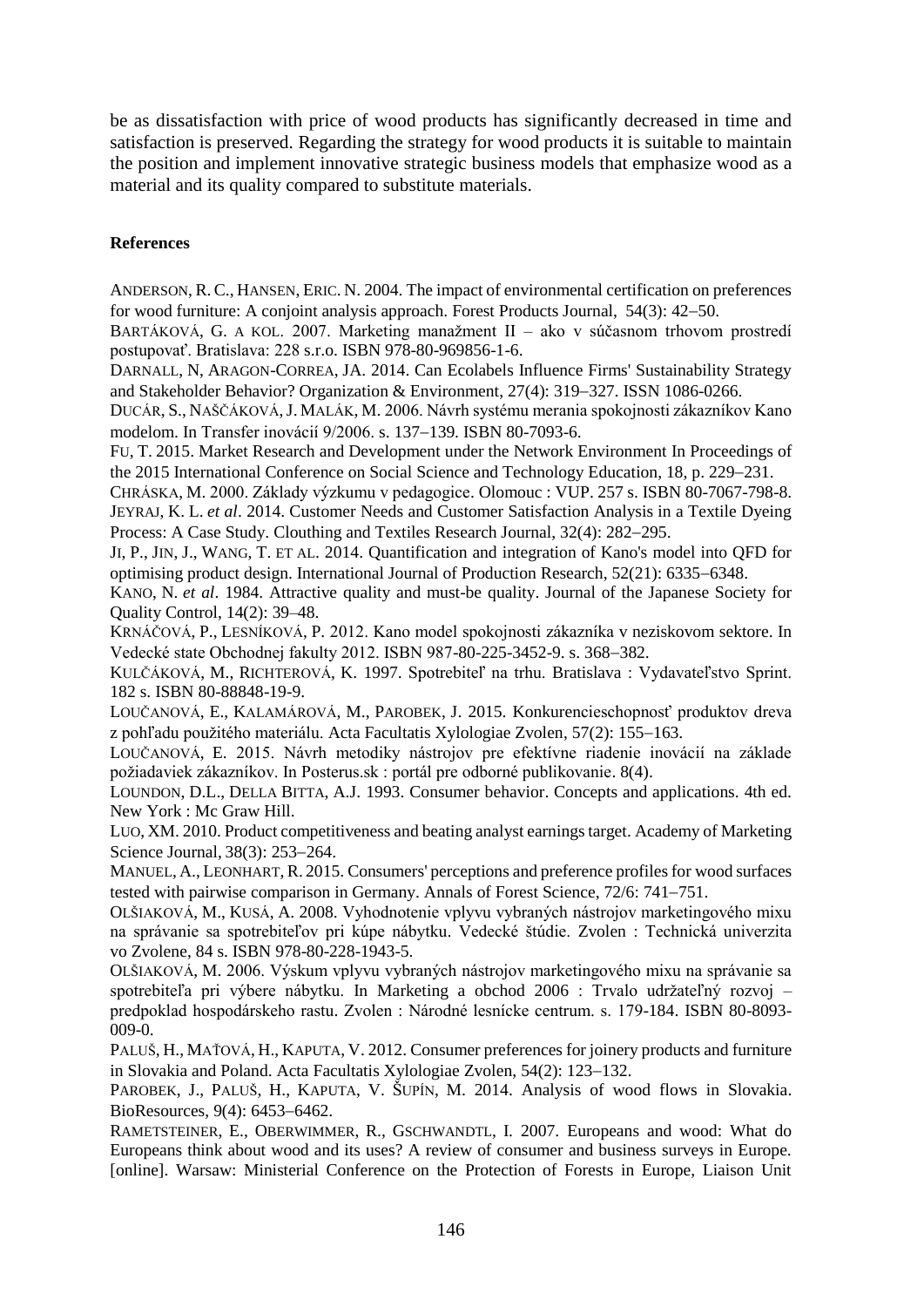be as dissatisfaction with price of wood products has significantly decreased in time and satisfaction is preserved. Regarding the strategy for wood products it is suitable to maintain the position and implement innovative strategic business models that emphasize wood as a material and its quality compared to substitute materials.

**References**

ANDERSON, R. C., HANSEN, ERIC. N. 2004. The impact of environmental certification on preferences for wood furniture: A conjoint analysis approach. Forest Products Journal, 54(3): 42–50.

BARTÁKOVÁ, G. A KOL. 2007. Marketing manažment II – ako v súčasnom trhovom prostredí postupovať. Bratislava: 228 s.r.o. ISBN 978-80-969856-1-6.

DARNALL, N, ARAGON-CORREA, JA. 2014. Can Ecolabels Influence Firms' Sustainability Strategy and Stakeholder Behavior? Organization & Environment, 27(4): 319–327. ISSN 1086-0266.

DUCÁR, S., NAŠČÁKOVÁ, J. MALÁK, M. 2006. Návrh systému merania spokojnosti zákazníkov Kano modelom. In Transfer inovácií 9/2006. s. 137–139. ISBN 80-7093-6.

FU, T. 2015. Market Research and Development under the Network Environment In Proceedings of the 2015 International Conference on Social Science and Technology Education, 18, p. 229–231.

CHRÁSKA, M. 2000. Základy výzkumu v pedagogice. Olomouc : VUP. 257 s. ISBN 80-7067-798-8.

JEYRAJ, K. L. *et al*. 2014. Customer Needs and Customer Satisfaction Analysis in a Textile Dyeing Process: A Case Study. Clouthing and Textiles Research Journal, 32(4): 282–295.

JI, P., JIN, J., WANG, T. ET AL. 2014. Quantification and integration of Kano's model into QFD for optimising product design. International Journal of Production Research, 52(21): 6335–6348.

KANO, N. *et al*. 1984. Attractive quality and must-be quality. Journal of the Japanese Society for Quality Control, 14(2): 39–48.

KRNÁČOVÁ, P., LESNÍKOVÁ, P. 2012. Kano model spokojnosti zákazníka v neziskovom sektore. In Vedecké state Obchodnej fakulty 2012. ISBN 987-80-225-3452-9. s. 368–382.

KULČÁKOVÁ, M., RICHTEROVÁ, K. 1997. Spotrebiteľ na trhu. Bratislava : Vydavateľstvo Sprint. 182 s. ISBN 80-88848-19-9.

LOUČANOVÁ, E., KALAMÁROVÁ, M., PAROBEK, J. 2015. Konkurencieschopnosť produktov dreva z pohľadu použitého materiálu. Acta Facultatis Xylologiae Zvolen, 57(2): 155–163.

LOUČANOVÁ, E. 2015. Návrh metodiky nástrojov pre efektívne riadenie inovácií na základe požiadaviek zákazníkov. In Posterus.sk : portál pre odborné publikovanie. 8(4).

LOUNDON, D.L., DELLA BITTA, A.J. 1993. Consumer behavior. Concepts and applications. 4th ed. New York : Mc Graw Hill.

LUO, XM. 2010. Product competitiveness and beating analyst earnings target. Academy of Marketing Science Journal, 38(3): 253–264.

MANUEL, A., LEONHART, R. 2015. Consumers' perceptions and preference profiles for wood surfaces tested with pairwise comparison in Germany. Annals of Forest Science, 72/6: 741–751.

OLŠIAKOVÁ, M., KUSÁ, A. 2008. Vyhodnotenie vplyvu vybraných nástrojov marketingového mixu na správanie sa spotrebiteľov pri kúpe nábytku. Vedecké štúdie. Zvolen : Technická univerzita vo Zvolene, 84 s. ISBN 978-80-228-1943-5.

OLŠIAKOVÁ, M. 2006. Výskum vplyvu vybraných nástrojov marketingového mixu na správanie sa spotrebiteľa pri výbere nábytku. In Marketing a obchod 2006 : Trvalo udržateľný rozvoj – predpoklad hospodárskeho rastu. Zvolen : Národné lesnícke centrum. s. 179-184. ISBN 80-8093-009-0.

PALUŠ, H., MAŤOVÁ, H., KAPUTA, V. 2012. Consumer preferences for joinery products and furniture in Slovakia and Poland. Acta Facultatis Xylologiae Zvolen, 54(2): 123–132.

PAROBEK, J., PALUŠ, H., KAPUTA, V. ŠUPÍN, M. 2014. Analysis of wood flows in Slovakia. BioResources, 9(4): 6453–6462.

RAMETSTEINER, E., OBERWIMMER, R., GSCHWANDTL, I. 2007. Europeans and wood: What do Europeans think about wood and its uses? A review of consumer and business surveys in Europe. [online]. Warsaw: Ministerial Conference on the Protection of Forests in Europe, Liaison Unit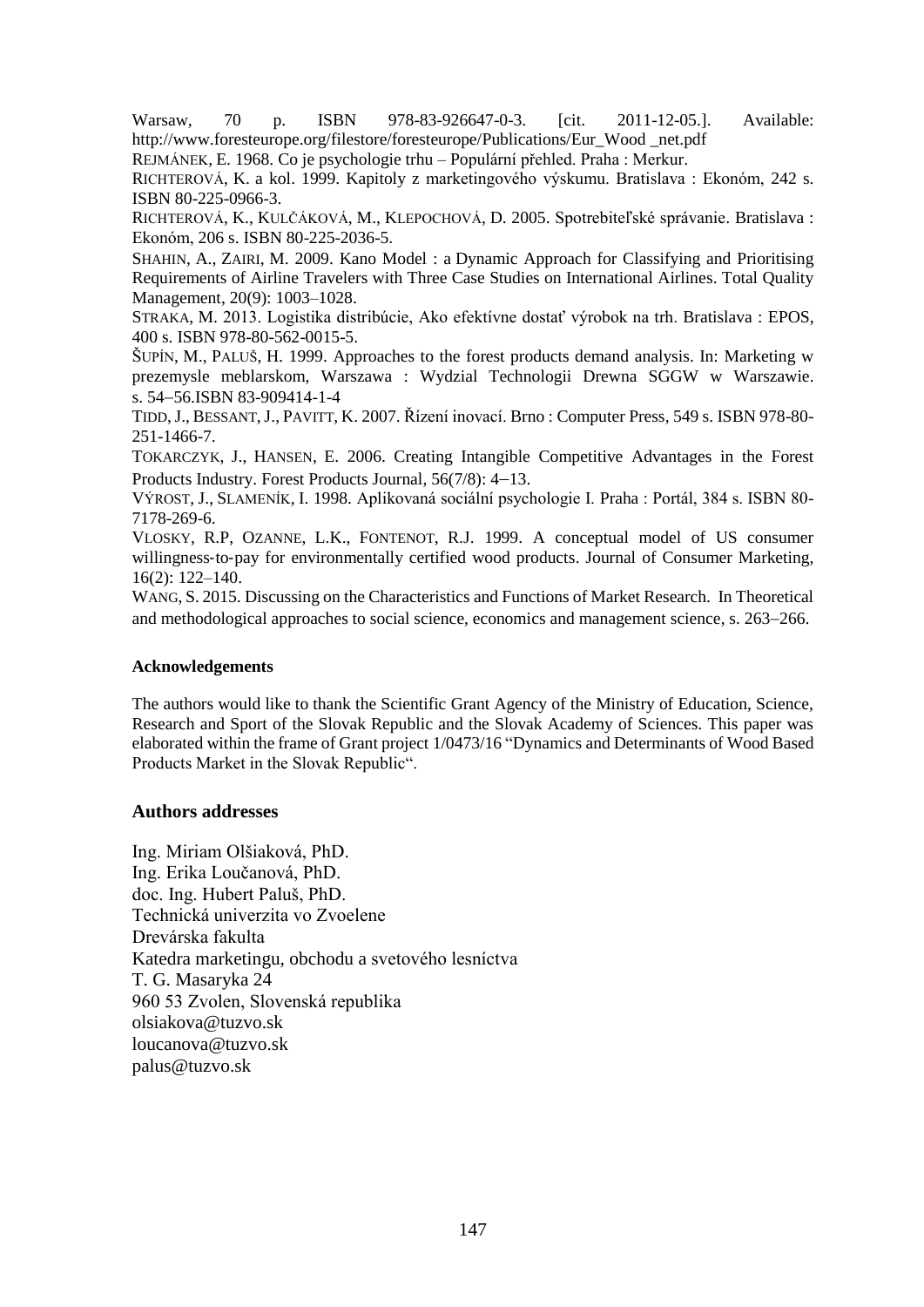Warsaw, 70 p. ISBN 978-83-926647-0-3. [cit. 2011-12-05.]. Available: http://www.foresteurope.org/filestore/foresteurope/Publications/Eur_Wood _net.pdf

REJMÁNEK, E. 1968. Co je psychologie trhu – Populární přehled. Praha : Merkur.

RICHTEROVÁ, K. a kol. 1999. Kapitoly z marketingového výskumu. Bratislava : Ekonóm, 242 s. ISBN 80-225-0966-3.

RICHTEROVÁ, K., KULČÁKOVÁ, M., KLEPOCHOVÁ, D. 2005. Spotrebiteľské správanie. Bratislava : Ekonóm, 206 s. ISBN 80-225-2036-5.

SHAHIN, A., ZAIRI, M. 2009. Kano Model : a Dynamic Approach for Classifying and Prioritising Requirements of Airline Travelers with Three Case Studies on International Airlines. Total Quality Management, 20(9): 1003–1028.

STRAKA, M. 2013. Logistika distribúcie, Ako efektívne dostať výrobok na trh. Bratislava : EPOS, 400 s. ISBN 978-80-562-0015-5.

ŠUPÍN, M., PALUŠ, H. 1999. Approaches to the forest products demand analysis. In: Marketing w prezemysle meblarskom, Warszawa : Wydzial Technologii Drewna SGGW w Warszawie. s. 54–56.ISBN 83-909414-1-4

TIDD, J., BESSANT, J., PAVITT, K. 2007. Řízení inovací. Brno : Computer Press, 549 s. ISBN 978-80-251-1466-7.

TOKARCZYK, J., HANSEN, E. 2006. Creating Intangible Competitive Advantages in the Forest Products Industry. Forest Products Journal, 56(7/8): 4–13.

VÝROST, J., SLAMENÍK, I. 1998. Aplikovaná sociální psychologie I. Praha : Portál, 384 s. ISBN 80-7178-269-6.

VLOSKY, R.P, OZANNE, L.K., FONTENOT, R.J. 1999. A conceptual model of US consumer willingness-to-pay for environmentally certified wood products. Journal of Consumer Marketing, 16(2): 122–140.

WANG, S. 2015. Discussing on the Characteristics and Functions of Market Research. In Theoretical and methodological approaches to social science, economics and management science, s. 263–266.

#### Acknowledgements

The authors would like to thank the Scientific Grant Agency of the Ministry of Education, Science, Research and Sport of the Slovak Republic and the Slovak Academy of Sciences. This paper was elaborated within the frame of Grant project 1/0473/16 "Dynamics and Determinants of Wood Based Products Market in the Slovak Republic".

### Authors addresses

Ing. Miriam Olšiaková, PhD.
Ing. Erika Loučanová, PhD.
doc. Ing. Hubert Paluš, PhD.
Technická univerzita vo Zvoelene
Drevárska fakulta
Katedra marketingu, obchodu a svetového lesníctva
T. G. Masaryka 24
960 53 Zvolen, Slovenská republika
olsiakova@tuzvo.sk
loucanova@tuzvo.sk
palus@tuzvo.sk